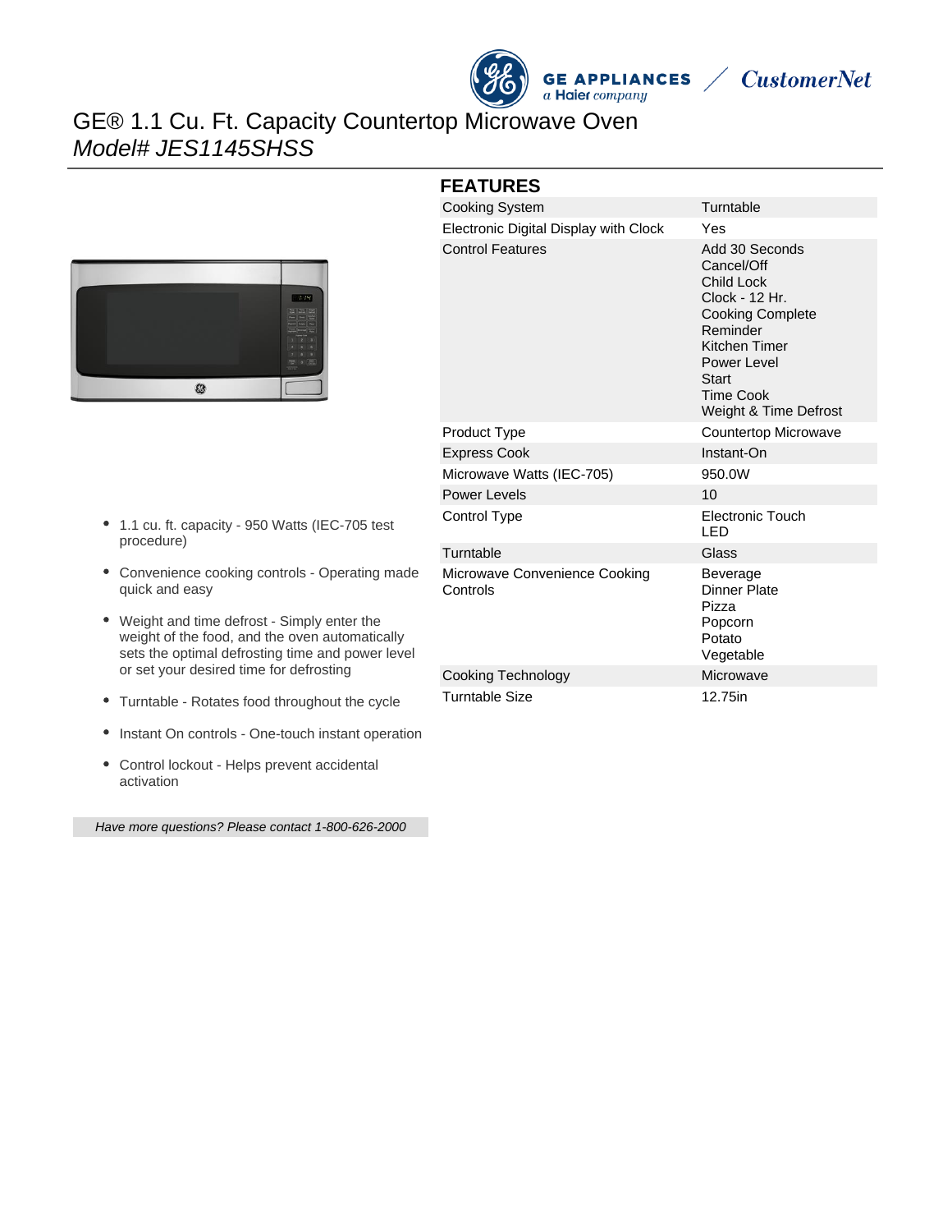# GE® 1.1 Cu. Ft. Capacity Countertop Microwave Oven

*Model# JES1145SHSS*

- 1.1 cu. ft. capacity - 950 Watts (IEC-705 test procedure)
- Convenience cooking controls - Operating made quick and easy
- Weight and time defrost - Simply enter the weight of the food, and the oven automatically sets the optimal defrosting time and power level or set your desired time for defrosting
- Turntable - Rotates food throughout the cycle
- Instant On controls - One-touch instant operation
- Control lockout - Helps prevent accidental activation

*Have more questions? Please contact 1-800-626-2000*

## FEATURES

| | |
|---|---|
| Cooking System | Turntable |
| Electronic Digital Display with Clock | Yes |
| Control Features | Add 30 Seconds<br>Cancel/Off<br>Child Lock<br>Clock - 12 Hr.<br>Cooking Complete Reminder<br>Kitchen Timer<br>Power Level<br>Start<br>Time Cook<br>Weight & Time Defrost |
| Product Type | Countertop Microwave |
| Express Cook | Instant-On |
| Microwave Watts (IEC-705) | 950.0W |
| Power Levels | 10 |
| Control Type | Electronic Touch LED |
| Turntable | Glass |
| Microwave Convenience Cooking Controls | Beverage<br>Dinner Plate<br>Pizza<br>Popcorn<br>Potato<br>Vegetable |
| Cooking Technology | Microwave |
| Turntable Size | 12.75in |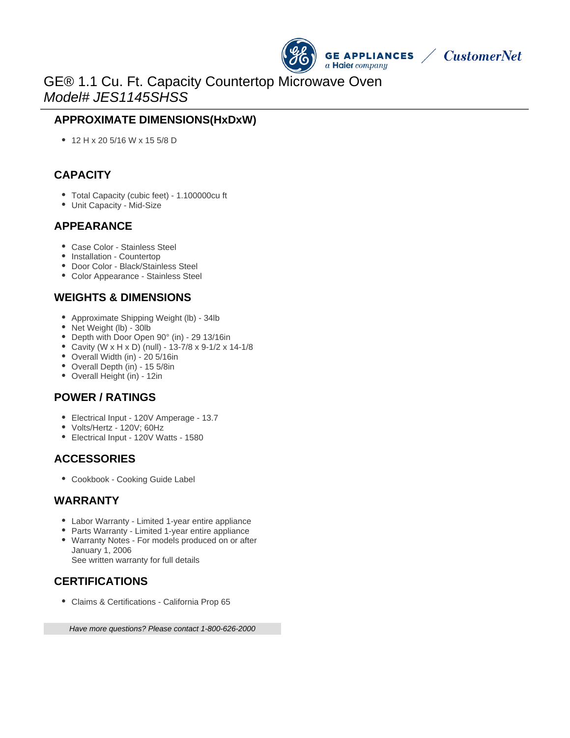# GE® 1.1 Cu. Ft. Capacity Countertop Microwave Oven

*Model# JES1145SHSS*

## APPROXIMATE DIMENSIONS(HxDxW)

- 12 H x 20 5/16 W x 15 5/8 D

## CAPACITY

- Total Capacity (cubic feet) - 1.100000cu ft
- Unit Capacity - Mid-Size

## APPEARANCE

- Case Color - Stainless Steel
- Installation - Countertop
- Door Color - Black/Stainless Steel
- Color Appearance - Stainless Steel

## WEIGHTS & DIMENSIONS

- Approximate Shipping Weight (lb) - 34lb
- Net Weight (lb) - 30lb
- Depth with Door Open 90° (in) - 29 13/16in
- Cavity (W x H x D) (null) - 13-7/8 x 9-1/2 x 14-1/8
- Overall Width (in) - 20 5/16in
- Overall Depth (in) - 15 5/8in
- Overall Height (in) - 12in

## POWER / RATINGS

- Electrical Input - 120V Amperage - 13.7
- Volts/Hertz - 120V; 60Hz
- Electrical Input - 120V Watts - 1580

## ACCESSORIES

- Cookbook - Cooking Guide Label

## WARRANTY

- Labor Warranty - Limited 1-year entire appliance
- Parts Warranty - Limited 1-year entire appliance
- Warranty Notes - For models produced on or after January 1, 2006
  See written warranty for full details

## CERTIFICATIONS

- Claims & Certifications - California Prop 65

*Have more questions? Please contact 1-800-626-2000*